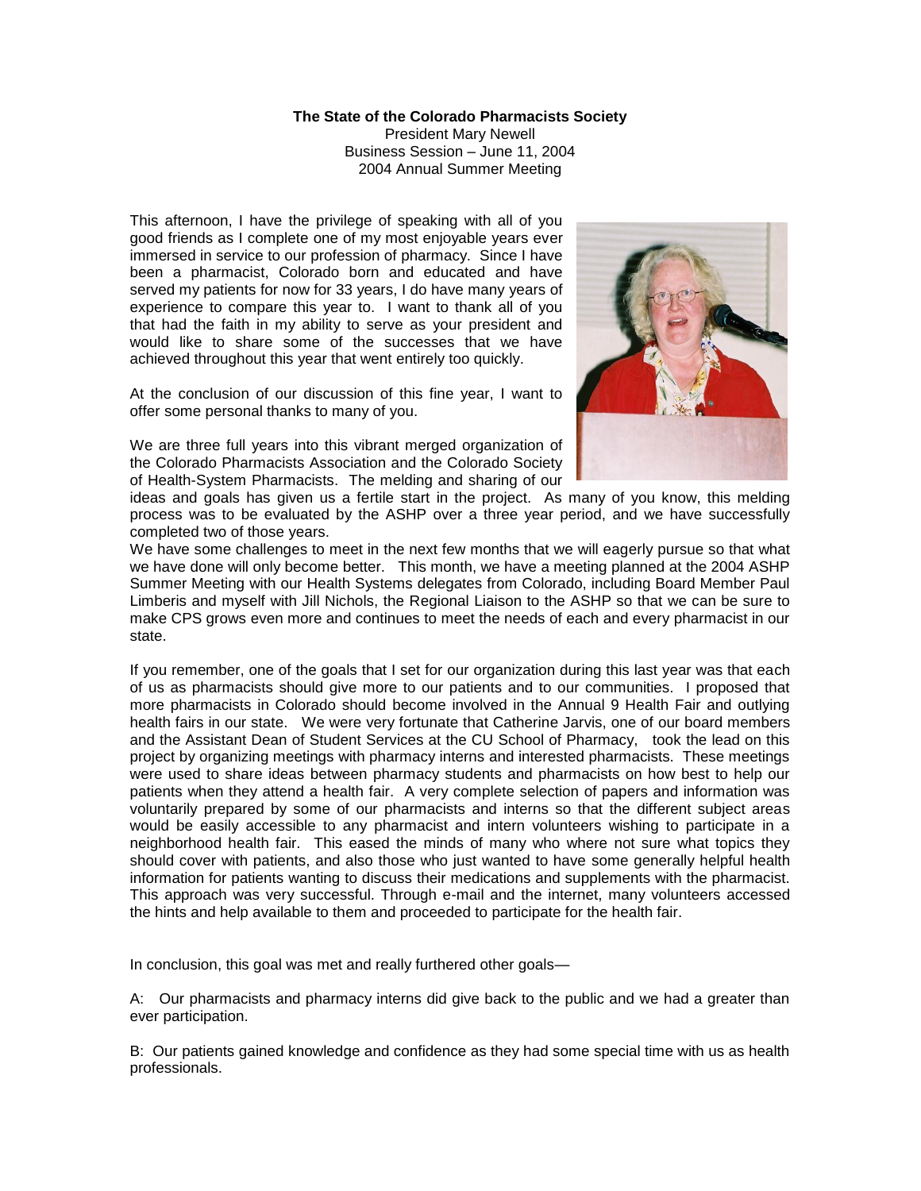**The State of the Colorado Pharmacists Society**

President Mary Newell
Business Session – June 11, 2004
2004 Annual Summer Meeting

This afternoon, I have the privilege of speaking with all of you good friends as I complete one of my most enjoyable years ever immersed in service to our profession of pharmacy. Since I have been a pharmacist, Colorado born and educated and have served my patients for now for 33 years, I do have many years of experience to compare this year to. I want to thank all of you that had the faith in my ability to serve as your president and would like to share some of the successes that we have achieved throughout this year that went entirely too quickly.

At the conclusion of our discussion of this fine year, I want to offer some personal thanks to many of you.

We are three full years into this vibrant merged organization of the Colorado Pharmacists Association and the Colorado Society of Health-System Pharmacists. The melding and sharing of our ideas and goals has given us a fertile start in the project. As many of you know, this melding process was to be evaluated by the ASHP over a three year period, and we have successfully completed two of those years.

We have some challenges to meet in the next few months that we will eagerly pursue so that what we have done will only become better. This month, we have a meeting planned at the 2004 ASHP Summer Meeting with our Health Systems delegates from Colorado, including Board Member Paul Limberis and myself with Jill Nichols, the Regional Liaison to the ASHP so that we can be sure to make CPS grows even more and continues to meet the needs of each and every pharmacist in our state.

If you remember, one of the goals that I set for our organization during this last year was that each of us as pharmacists should give more to our patients and to our communities. I proposed that more pharmacists in Colorado should become involved in the Annual 9 Health Fair and outlying health fairs in our state. We were very fortunate that Catherine Jarvis, one of our board members and the Assistant Dean of Student Services at the CU School of Pharmacy, took the lead on this project by organizing meetings with pharmacy interns and interested pharmacists. These meetings were used to share ideas between pharmacy students and pharmacists on how best to help our patients when they attend a health fair. A very complete selection of papers and information was voluntarily prepared by some of our pharmacists and interns so that the different subject areas would be easily accessible to any pharmacist and intern volunteers wishing to participate in a neighborhood health fair. This eased the minds of many who where not sure what topics they should cover with patients, and also those who just wanted to have some generally helpful health information for patients wanting to discuss their medications and supplements with the pharmacist. This approach was very successful. Through e-mail and the internet, many volunteers accessed the hints and help available to them and proceeded to participate for the health fair.

In conclusion, this goal was met and really furthered other goals—

A: Our pharmacists and pharmacy interns did give back to the public and we had a greater than ever participation.

B: Our patients gained knowledge and confidence as they had some special time with us as health professionals.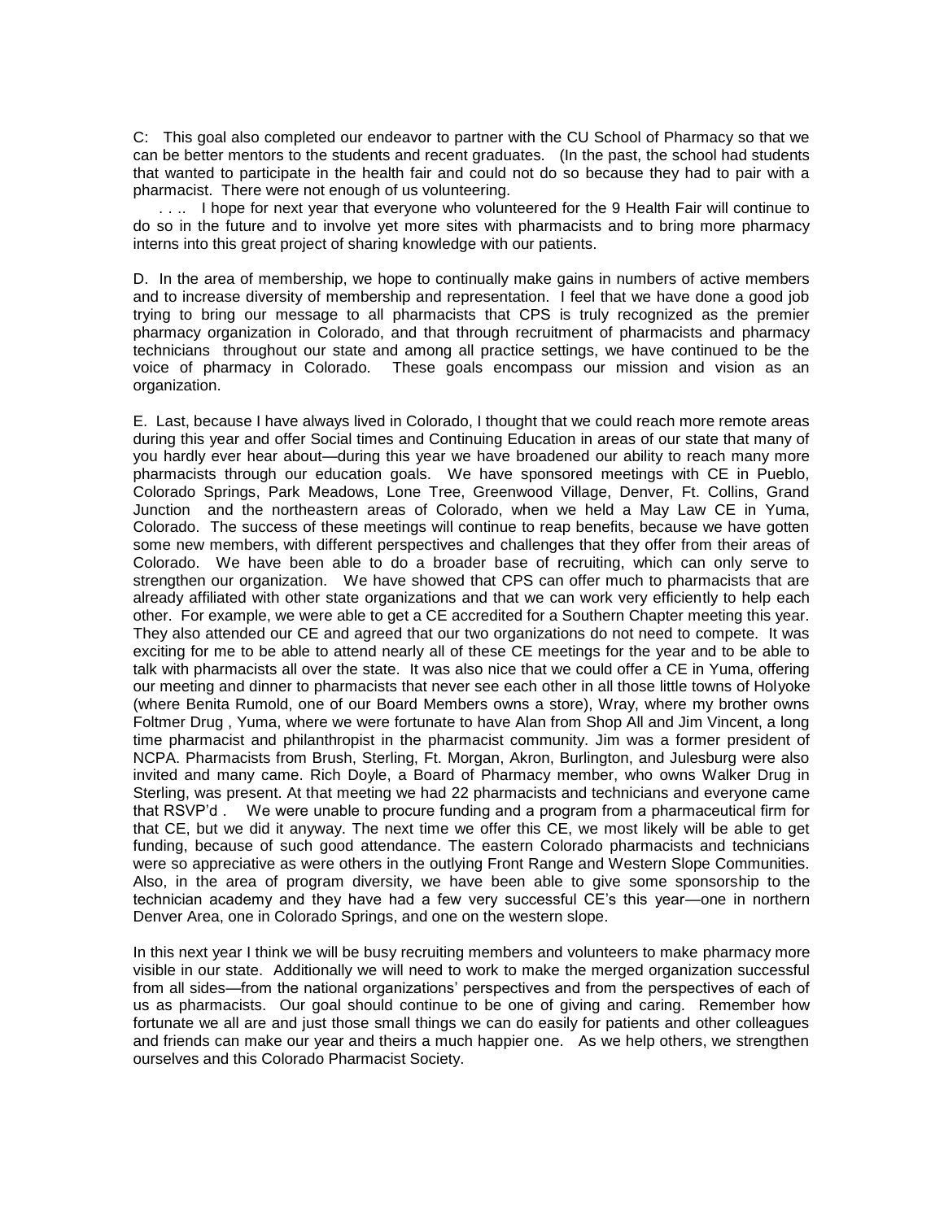C: This goal also completed our endeavor to partner with the CU School of Pharmacy so that we can be better mentors to the students and recent graduates. (In the past, the school had students that wanted to participate in the health fair and could not do so because they had to pair with a pharmacist. There were not enough of us volunteering.

. . .. I hope for next year that everyone who volunteered for the 9 Health Fair will continue to do so in the future and to involve yet more sites with pharmacists and to bring more pharmacy interns into this great project of sharing knowledge with our patients.

D. In the area of membership, we hope to continually make gains in numbers of active members and to increase diversity of membership and representation. I feel that we have done a good job trying to bring our message to all pharmacists that CPS is truly recognized as the premier pharmacy organization in Colorado, and that through recruitment of pharmacists and pharmacy technicians throughout our state and among all practice settings, we have continued to be the voice of pharmacy in Colorado. These goals encompass our mission and vision as an organization.

E. Last, because I have always lived in Colorado, I thought that we could reach more remote areas during this year and offer Social times and Continuing Education in areas of our state that many of you hardly ever hear about—during this year we have broadened our ability to reach many more pharmacists through our education goals. We have sponsored meetings with CE in Pueblo, Colorado Springs, Park Meadows, Lone Tree, Greenwood Village, Denver, Ft. Collins, Grand Junction and the northeastern areas of Colorado, when we held a May Law CE in Yuma, Colorado. The success of these meetings will continue to reap benefits, because we have gotten some new members, with different perspectives and challenges that they offer from their areas of Colorado. We have been able to do a broader base of recruiting, which can only serve to strengthen our organization. We have showed that CPS can offer much to pharmacists that are already affiliated with other state organizations and that we can work very efficiently to help each other. For example, we were able to get a CE accredited for a Southern Chapter meeting this year. They also attended our CE and agreed that our two organizations do not need to compete. It was exciting for me to be able to attend nearly all of these CE meetings for the year and to be able to talk with pharmacists all over the state. It was also nice that we could offer a CE in Yuma, offering our meeting and dinner to pharmacists that never see each other in all those little towns of Holyoke (where Benita Rumold, one of our Board Members owns a store), Wray, where my brother owns Foltmer Drug , Yuma, where we were fortunate to have Alan from Shop All and Jim Vincent, a long time pharmacist and philanthropist in the pharmacist community. Jim was a former president of NCPA. Pharmacists from Brush, Sterling, Ft. Morgan, Akron, Burlington, and Julesburg were also invited and many came. Rich Doyle, a Board of Pharmacy member, who owns Walker Drug in Sterling, was present. At that meeting we had 22 pharmacists and technicians and everyone came that RSVP'd . We were unable to procure funding and a program from a pharmaceutical firm for that CE, but we did it anyway. The next time we offer this CE, we most likely will be able to get funding, because of such good attendance. The eastern Colorado pharmacists and technicians were so appreciative as were others in the outlying Front Range and Western Slope Communities. Also, in the area of program diversity, we have been able to give some sponsorship to the technician academy and they have had a few very successful CE's this year—one in northern Denver Area, one in Colorado Springs, and one on the western slope.

In this next year I think we will be busy recruiting members and volunteers to make pharmacy more visible in our state. Additionally we will need to work to make the merged organization successful from all sides—from the national organizations' perspectives and from the perspectives of each of us as pharmacists. Our goal should continue to be one of giving and caring. Remember how fortunate we all are and just those small things we can do easily for patients and other colleagues and friends can make our year and theirs a much happier one. As we help others, we strengthen ourselves and this Colorado Pharmacist Society.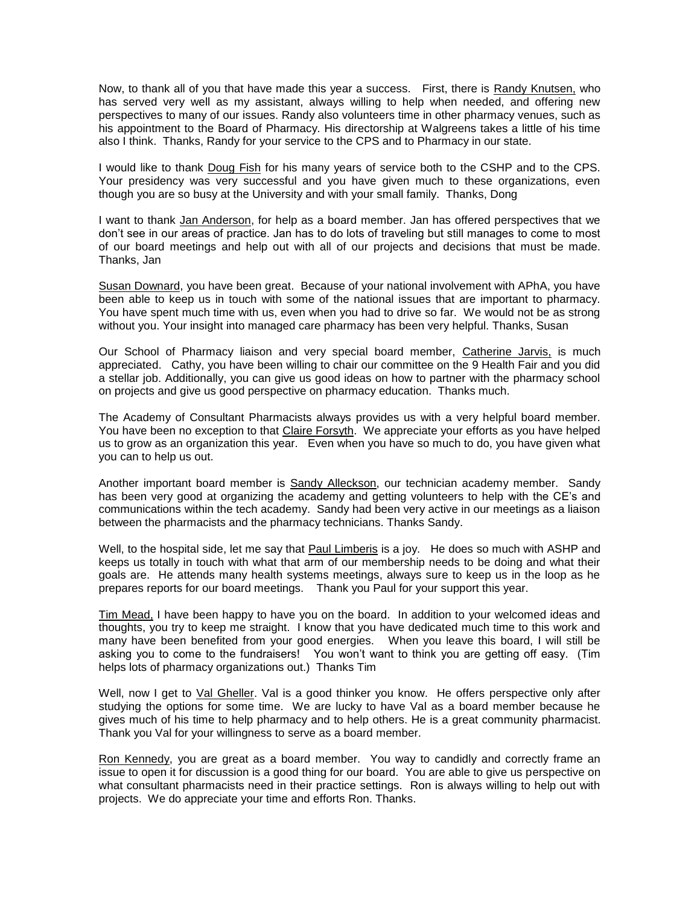Now, to thank all of you that have made this year a success. First, there is Randy Knutsen, who has served very well as my assistant, always willing to help when needed, and offering new perspectives to many of our issues. Randy also volunteers time in other pharmacy venues, such as his appointment to the Board of Pharmacy. His directorship at Walgreens takes a little of his time also I think. Thanks, Randy for your service to the CPS and to Pharmacy in our state.

I would like to thank Doug Fish for his many years of service both to the CSHP and to the CPS. Your presidency was very successful and you have given much to these organizations, even though you are so busy at the University and with your small family. Thanks, Dong

I want to thank Jan Anderson, for help as a board member. Jan has offered perspectives that we don't see in our areas of practice. Jan has to do lots of traveling but still manages to come to most of our board meetings and help out with all of our projects and decisions that must be made. Thanks, Jan

Susan Downard, you have been great. Because of your national involvement with APhA, you have been able to keep us in touch with some of the national issues that are important to pharmacy. You have spent much time with us, even when you had to drive so far. We would not be as strong without you. Your insight into managed care pharmacy has been very helpful. Thanks, Susan

Our School of Pharmacy liaison and very special board member, Catherine Jarvis, is much appreciated. Cathy, you have been willing to chair our committee on the 9 Health Fair and you did a stellar job. Additionally, you can give us good ideas on how to partner with the pharmacy school on projects and give us good perspective on pharmacy education. Thanks much.

The Academy of Consultant Pharmacists always provides us with a very helpful board member. You have been no exception to that Claire Forsyth. We appreciate your efforts as you have helped us to grow as an organization this year. Even when you have so much to do, you have given what you can to help us out.

Another important board member is Sandy Alleckson, our technician academy member. Sandy has been very good at organizing the academy and getting volunteers to help with the CE's and communications within the tech academy. Sandy had been very active in our meetings as a liaison between the pharmacists and the pharmacy technicians. Thanks Sandy.

Well, to the hospital side, let me say that Paul Limberis is a joy. He does so much with ASHP and keeps us totally in touch with what that arm of our membership needs to be doing and what their goals are. He attends many health systems meetings, always sure to keep us in the loop as he prepares reports for our board meetings. Thank you Paul for your support this year.

Tim Mead, I have been happy to have you on the board. In addition to your welcomed ideas and thoughts, you try to keep me straight. I know that you have dedicated much time to this work and many have been benefited from your good energies. When you leave this board, I will still be asking you to come to the fundraisers! You won't want to think you are getting off easy. (Tim helps lots of pharmacy organizations out.) Thanks Tim

Well, now I get to Val Gheller. Val is a good thinker you know. He offers perspective only after studying the options for some time. We are lucky to have Val as a board member because he gives much of his time to help pharmacy and to help others. He is a great community pharmacist. Thank you Val for your willingness to serve as a board member.

Ron Kennedy, you are great as a board member. You way to candidly and correctly frame an issue to open it for discussion is a good thing for our board. You are able to give us perspective on what consultant pharmacists need in their practice settings. Ron is always willing to help out with projects. We do appreciate your time and efforts Ron. Thanks.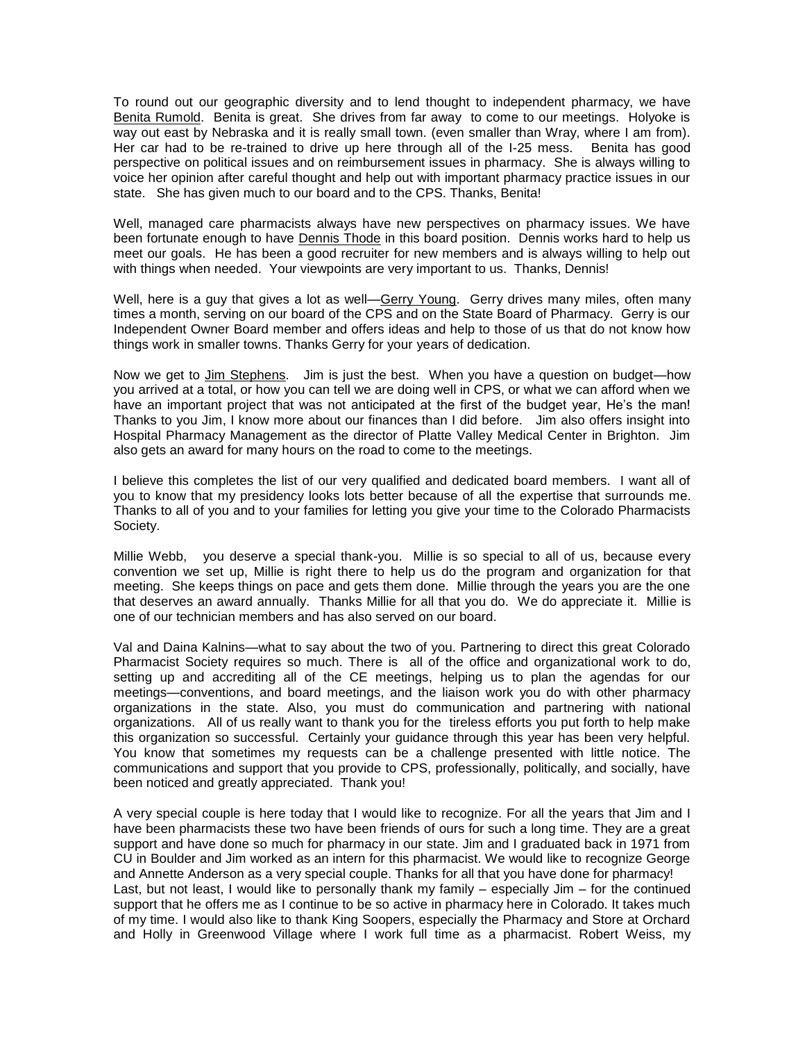To round out our geographic diversity and to lend thought to independent pharmacy, we have Benita Rumold. Benita is great. She drives from far away to come to our meetings. Holyoke is way out east by Nebraska and it is really small town. (even smaller than Wray, where I am from). Her car had to be re-trained to drive up here through all of the I-25 mess. Benita has good perspective on political issues and on reimbursement issues in pharmacy. She is always willing to voice her opinion after careful thought and help out with important pharmacy practice issues in our state. She has given much to our board and to the CPS. Thanks, Benita!

Well, managed care pharmacists always have new perspectives on pharmacy issues. We have been fortunate enough to have Dennis Thode in this board position. Dennis works hard to help us meet our goals. He has been a good recruiter for new members and is always willing to help out with things when needed. Your viewpoints are very important to us. Thanks, Dennis!

Well, here is a guy that gives a lot as well—Gerry Young. Gerry drives many miles, often many times a month, serving on our board of the CPS and on the State Board of Pharmacy. Gerry is our Independent Owner Board member and offers ideas and help to those of us that do not know how things work in smaller towns. Thanks Gerry for your years of dedication.

Now we get to Jim Stephens. Jim is just the best. When you have a question on budget—how you arrived at a total, or how you can tell we are doing well in CPS, or what we can afford when we have an important project that was not anticipated at the first of the budget year, He's the man! Thanks to you Jim, I know more about our finances than I did before. Jim also offers insight into Hospital Pharmacy Management as the director of Platte Valley Medical Center in Brighton. Jim also gets an award for many hours on the road to come to the meetings.

I believe this completes the list of our very qualified and dedicated board members. I want all of you to know that my presidency looks lots better because of all the expertise that surrounds me. Thanks to all of you and to your families for letting you give your time to the Colorado Pharmacists Society.

Millie Webb, you deserve a special thank-you. Millie is so special to all of us, because every convention we set up, Millie is right there to help us do the program and organization for that meeting. She keeps things on pace and gets them done. Millie through the years you are the one that deserves an award annually. Thanks Millie for all that you do. We do appreciate it. Millie is one of our technician members and has also served on our board.

Val and Daina Kalnins—what to say about the two of you. Partnering to direct this great Colorado Pharmacist Society requires so much. There is all of the office and organizational work to do, setting up and accrediting all of the CE meetings, helping us to plan the agendas for our meetings—conventions, and board meetings, and the liaison work you do with other pharmacy organizations in the state. Also, you must do communication and partnering with national organizations. All of us really want to thank you for the tireless efforts you put forth to help make this organization so successful. Certainly your guidance through this year has been very helpful. You know that sometimes my requests can be a challenge presented with little notice. The communications and support that you provide to CPS, professionally, politically, and socially, have been noticed and greatly appreciated. Thank you!

A very special couple is here today that I would like to recognize. For all the years that Jim and I have been pharmacists these two have been friends of ours for such a long time. They are a great support and have done so much for pharmacy in our state. Jim and I graduated back in 1971 from CU in Boulder and Jim worked as an intern for this pharmacist. We would like to recognize George and Annette Anderson as a very special couple. Thanks for all that you have done for pharmacy!

Last, but not least, I would like to personally thank my family – especially Jim – for the continued support that he offers me as I continue to be so active in pharmacy here in Colorado. It takes much of my time. I would also like to thank King Soopers, especially the Pharmacy and Store at Orchard and Holly in Greenwood Village where I work full time as a pharmacist. Robert Weiss, my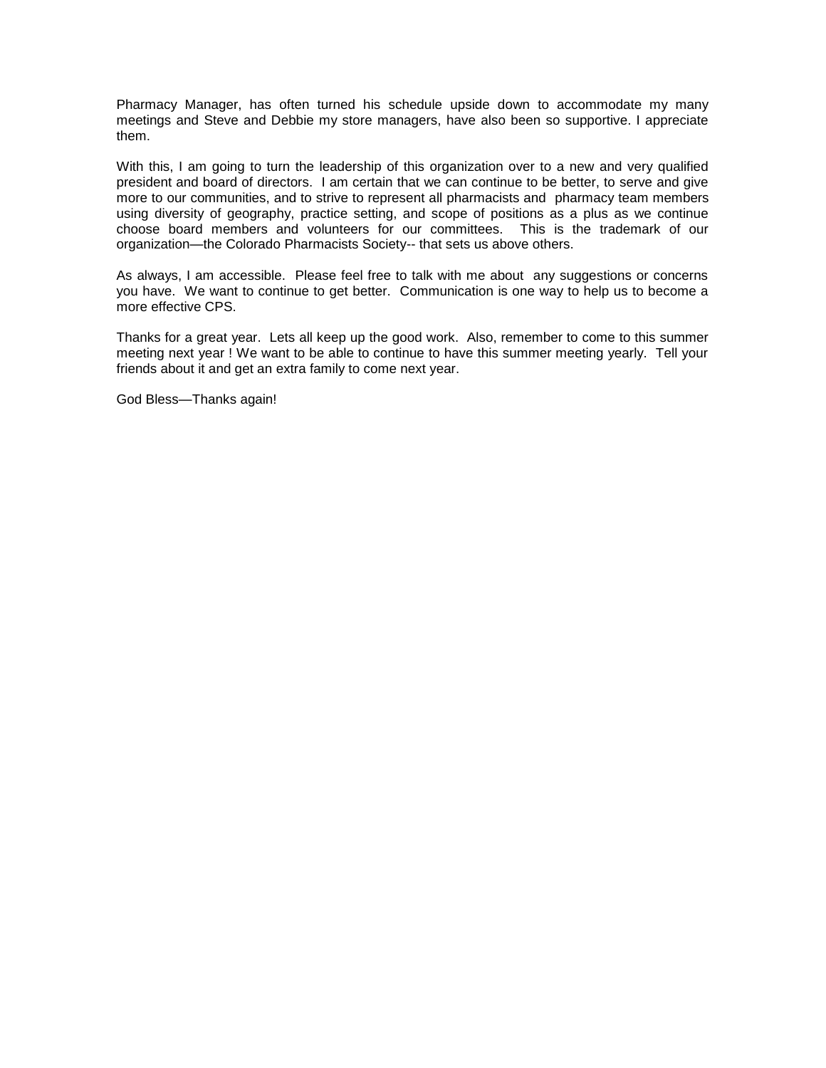Pharmacy Manager, has often turned his schedule upside down to accommodate my many meetings and Steve and Debbie my store managers, have also been so supportive. I appreciate them.

With this, I am going to turn the leadership of this organization over to a new and very qualified president and board of directors. I am certain that we can continue to be better, to serve and give more to our communities, and to strive to represent all pharmacists and pharmacy team members using diversity of geography, practice setting, and scope of positions as a plus as we continue choose board members and volunteers for our committees. This is the trademark of our organization—the Colorado Pharmacists Society-- that sets us above others.

As always, I am accessible. Please feel free to talk with me about any suggestions or concerns you have. We want to continue to get better. Communication is one way to help us to become a more effective CPS.

Thanks for a great year. Lets all keep up the good work. Also, remember to come to this summer meeting next year ! We want to be able to continue to have this summer meeting yearly. Tell your friends about it and get an extra family to come next year.

God Bless—Thanks again!